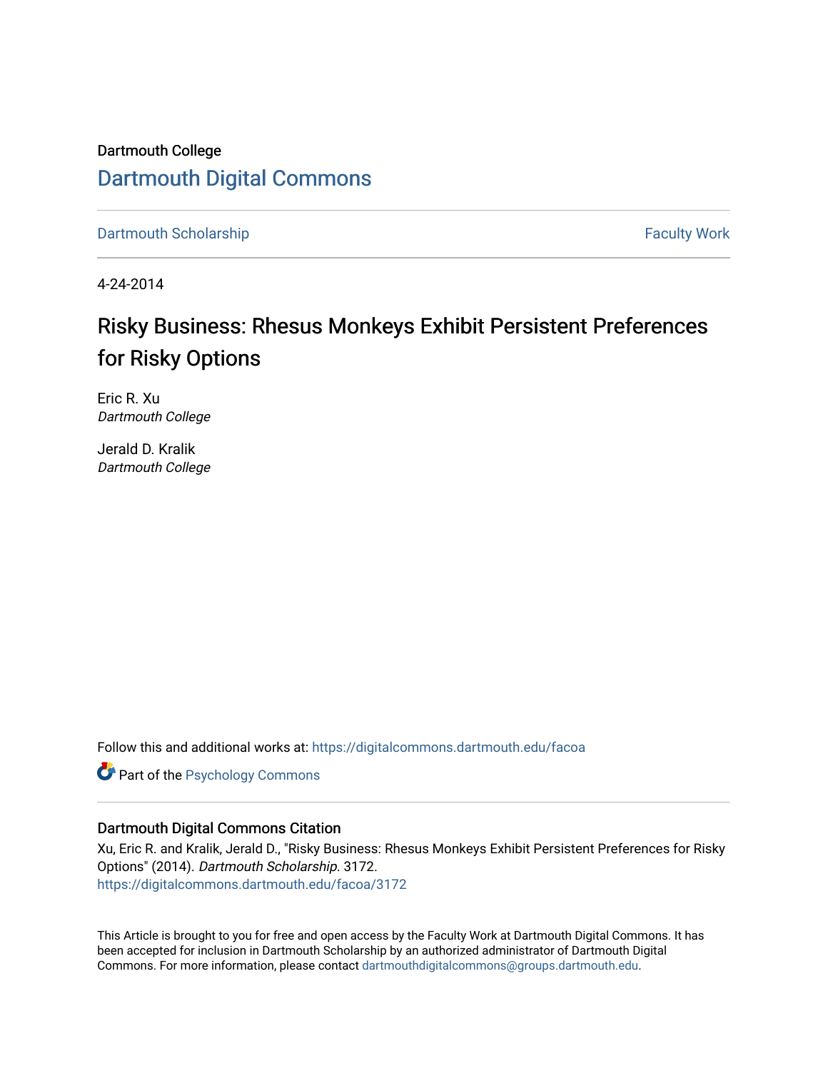Dartmouth College

# Dartmouth Digital Commons

Dartmouth Scholarship | Faculty Work

4-24-2014

## Risky Business: Rhesus Monkeys Exhibit Persistent Preferences for Risky Options

Eric R. Xu
*Dartmouth College*

Jerald D. Kralik
*Dartmouth College*

Follow this and additional works at: https://digitalcommons.dartmouth.edu/facoa

Part of the Psychology Commons

### Dartmouth Digital Commons Citation

Xu, Eric R. and Kralik, Jerald D., "Risky Business: Rhesus Monkeys Exhibit Persistent Preferences for Risky Options" (2014). *Dartmouth Scholarship*. 3172.
https://digitalcommons.dartmouth.edu/facoa/3172

This Article is brought to you for free and open access by the Faculty Work at Dartmouth Digital Commons. It has been accepted for inclusion in Dartmouth Scholarship by an authorized administrator of Dartmouth Digital Commons. For more information, please contact dartmouthdigitalcommons@groups.dartmouth.edu.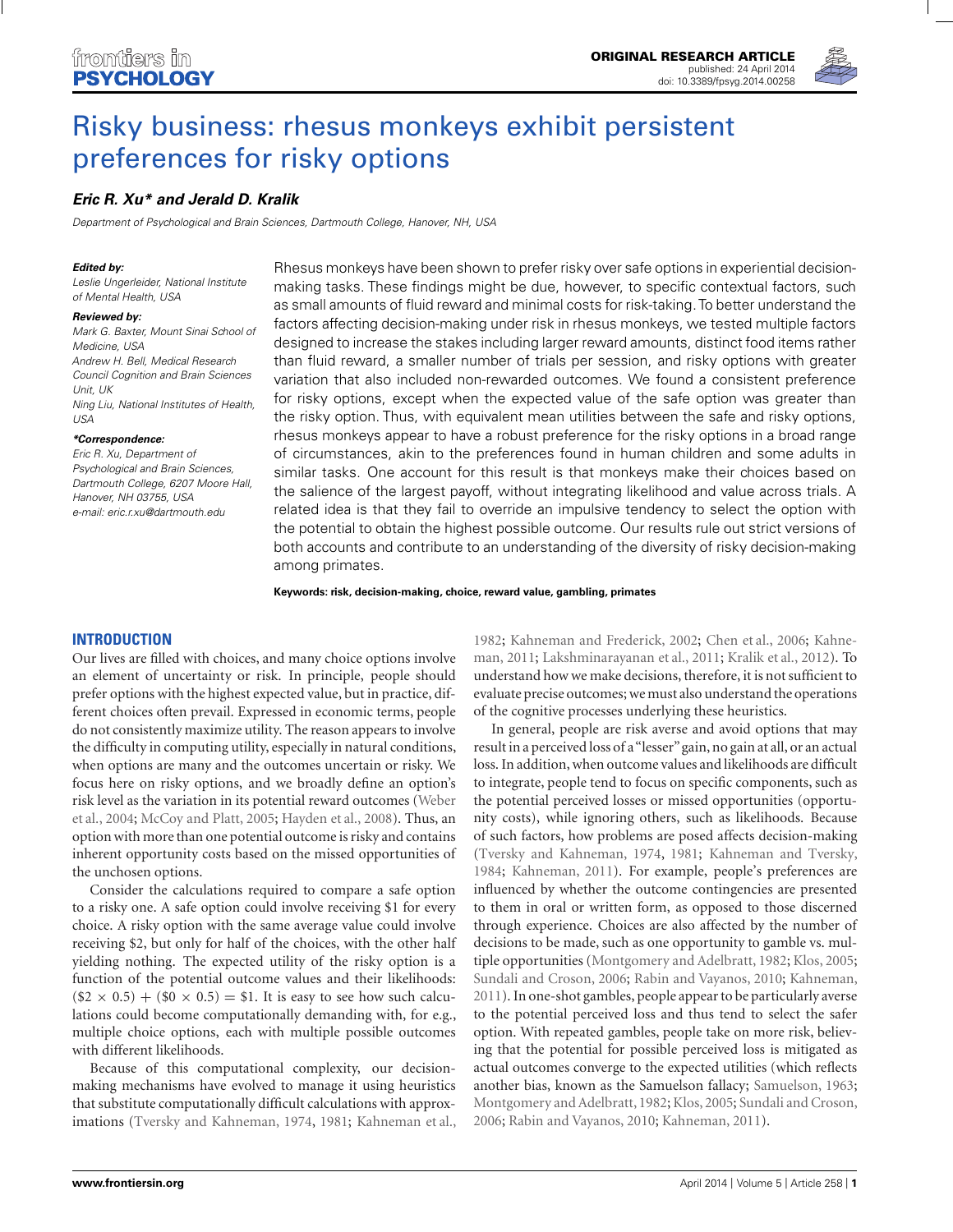# Risky business: rhesus monkeys exhibit persistent preferences for risky options

***Eric R. Xu\* and Jerald D. Kralik***

*Department of Psychological and Brain Sciences, Dartmouth College, Hanover, NH, USA*

***Edited by:***
*Leslie Ungerleider, National Institute of Mental Health, USA*

***Reviewed by:***
*Mark G. Baxter, Mount Sinai School of Medicine, USA*
*Andrew H. Bell, Medical Research Council Cognition and Brain Sciences Unit, UK*
*Ning Liu, National Institutes of Health, USA*

***\*Correspondence:***
*Eric R. Xu, Department of Psychological and Brain Sciences, Dartmouth College, 6207 Moore Hall, Hanover, NH 03755, USA*
*e-mail: eric.r.xu@dartmouth.edu*

Rhesus monkeys have been shown to prefer risky over safe options in experiential decision-making tasks. These findings might be due, however, to specific contextual factors, such as small amounts of fluid reward and minimal costs for risk-taking. To better understand the factors affecting decision-making under risk in rhesus monkeys, we tested multiple factors designed to increase the stakes including larger reward amounts, distinct food items rather than fluid reward, a smaller number of trials per session, and risky options with greater variation that also included non-rewarded outcomes. We found a consistent preference for risky options, except when the expected value of the safe option was greater than the risky option. Thus, with equivalent mean utilities between the safe and risky options, rhesus monkeys appear to have a robust preference for the risky options in a broad range of circumstances, akin to the preferences found in human children and some adults in similar tasks. One account for this result is that monkeys make their choices based on the salience of the largest payoff, without integrating likelihood and value across trials. A related idea is that they fail to override an impulsive tendency to select the option with the potential to obtain the highest possible outcome. Our results rule out strict versions of both accounts and contribute to an understanding of the diversity of risky decision-making among primates.

**Keywords: risk, decision-making, choice, reward value, gambling, primates**

## INTRODUCTION

Our lives are filled with choices, and many choice options involve an element of uncertainty or risk. In principle, people should prefer options with the highest expected value, but in practice, different choices often prevail. Expressed in economic terms, people do not consistently maximize utility. The reason appears to involve the difficulty in computing utility, especially in natural conditions, when options are many and the outcomes uncertain or risky. We focus here on risky options, and we broadly define an option's risk level as the variation in its potential reward outcomes (Weber et al., 2004; McCoy and Platt, 2005; Hayden et al., 2008). Thus, an option with more than one potential outcome is risky and contains inherent opportunity costs based on the missed opportunities of the unchosen options.

Consider the calculations required to compare a safe option to a risky one. A safe option could involve receiving \$1 for every choice. A risky option with the same average value could involve receiving \$2, but only for half of the choices, with the other half yielding nothing. The expected utility of the risky option is a function of the potential outcome values and their likelihoods: $(\$2 \times 0.5) + (\$0 \times 0.5) = \$1$. It is easy to see how such calculations could become computationally demanding with, for e.g., multiple choice options, each with multiple possible outcomes with different likelihoods.

Because of this computational complexity, our decision-making mechanisms have evolved to manage it using heuristics that substitute computationally difficult calculations with approximations (Tversky and Kahneman, 1974, 1981; Kahneman et al., 1982; Kahneman and Frederick, 2002; Chen et al., 2006; Kahneman, 2011; Lakshminarayanan et al., 2011; Kralik et al., 2012). To understand how we make decisions, therefore, it is not sufficient to evaluate precise outcomes; we must also understand the operations of the cognitive processes underlying these heuristics.

In general, people are risk averse and avoid options that may result in a perceived loss of a "lesser" gain, no gain at all, or an actual loss. In addition, when outcome values and likelihoods are difficult to integrate, people tend to focus on specific components, such as the potential perceived losses or missed opportunities (opportunity costs), while ignoring others, such as likelihoods. Because of such factors, how problems are posed affects decision-making (Tversky and Kahneman, 1974, 1981; Kahneman and Tversky, 1984; Kahneman, 2011). For example, people's preferences are influenced by whether the outcome contingencies are presented to them in oral or written form, as opposed to those discerned through experience. Choices are also affected by the number of decisions to be made, such as one opportunity to gamble vs. multiple opportunities (Montgomery and Adelbratt, 1982; Klos, 2005; Sundali and Croson, 2006; Rabin and Vayanos, 2010; Kahneman, 2011). In one-shot gambles, people appear to be particularly averse to the potential perceived loss and thus tend to select the safer option. With repeated gambles, people take on more risk, believing that the potential for possible perceived loss is mitigated as actual outcomes converge to the expected utilities (which reflects another bias, known as the Samuelson fallacy; Samuelson, 1963; Montgomery and Adelbratt, 1982; Klos, 2005; Sundali and Croson, 2006; Rabin and Vayanos, 2010; Kahneman, 2011).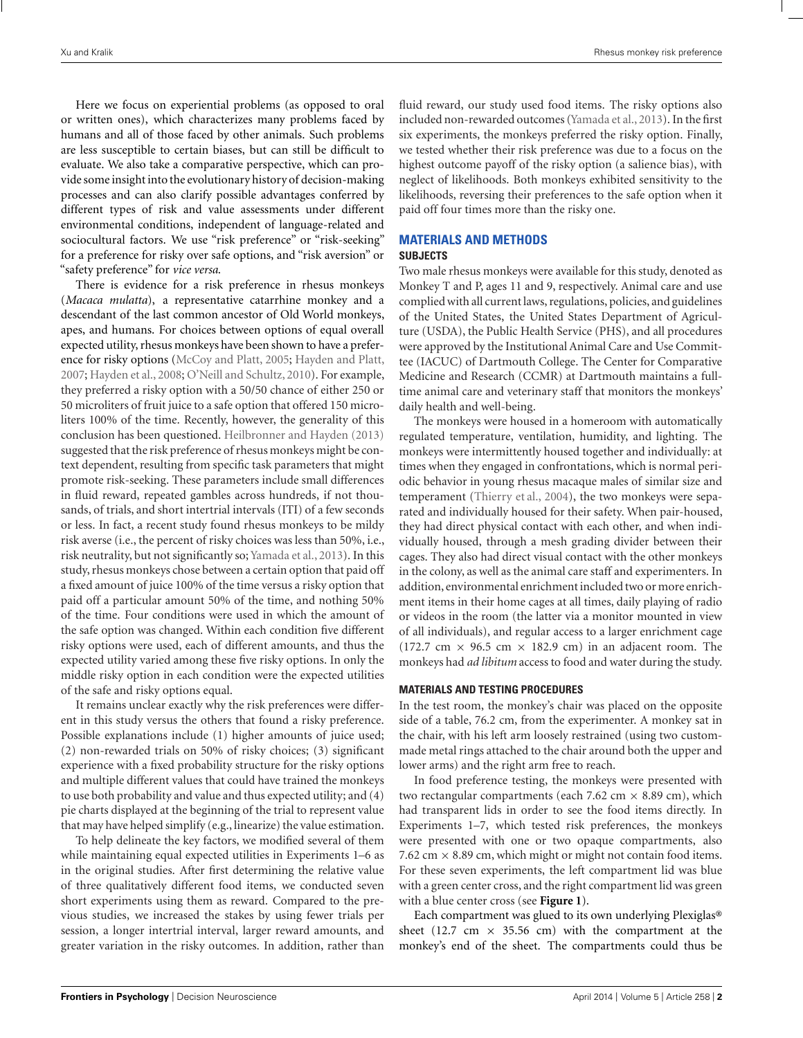Here we focus on experiential problems (as opposed to oral or written ones), which characterizes many problems faced by humans and all of those faced by other animals. Such problems are less susceptible to certain biases, but can still be difficult to evaluate. We also take a comparative perspective, which can provide some insight into the evolutionary history of decision-making processes and can also clarify possible advantages conferred by different types of risk and value assessments under different environmental conditions, independent of language-related and sociocultural factors. We use "risk preference" or "risk-seeking" for a preference for risky over safe options, and "risk aversion" or "safety preference" for *vice versa.*

There is evidence for a risk preference in rhesus monkeys (*Macaca mulatta*), a representative catarrhine monkey and a descendant of the last common ancestor of Old World monkeys, apes, and humans. For choices between options of equal overall expected utility, rhesus monkeys have been shown to have a preference for risky options (McCoy and Platt, 2005; Hayden and Platt, 2007; Hayden et al., 2008; O'Neill and Schultz, 2010). For example, they preferred a risky option with a 50/50 chance of either 250 or 50 microliters of fruit juice to a safe option that offered 150 microliters 100% of the time. Recently, however, the generality of this conclusion has been questioned. Heilbronner and Hayden (2013) suggested that the risk preference of rhesus monkeys might be context dependent, resulting from specific task parameters that might promote risk-seeking. These parameters include small differences in fluid reward, repeated gambles across hundreds, if not thousands, of trials, and short intertrial intervals (ITI) of a few seconds or less. In fact, a recent study found rhesus monkeys to be mildy risk averse (i.e., the percent of risky choices was less than 50%, i.e., risk neutrality, but not significantly so; Yamada et al., 2013). In this study, rhesus monkeys chose between a certain option that paid off a fixed amount of juice 100% of the time versus a risky option that paid off a particular amount 50% of the time, and nothing 50% of the time. Four conditions were used in which the amount of the safe option was changed. Within each condition five different risky options were used, each of different amounts, and thus the expected utility varied among these five risky options. In only the middle risky option in each condition were the expected utilities of the safe and risky options equal.

It remains unclear exactly why the risk preferences were different in this study versus the others that found a risky preference. Possible explanations include (1) higher amounts of juice used; (2) non-rewarded trials on 50% of risky choices; (3) significant experience with a fixed probability structure for the risky options and multiple different values that could have trained the monkeys to use both probability and value and thus expected utility; and (4) pie charts displayed at the beginning of the trial to represent value that may have helped simplify (e.g., linearize) the value estimation.

To help delineate the key factors, we modified several of them while maintaining equal expected utilities in Experiments 1–6 as in the original studies. After first determining the relative value of three qualitatively different food items, we conducted seven short experiments using them as reward. Compared to the previous studies, we increased the stakes by using fewer trials per session, a longer intertrial interval, larger reward amounts, and greater variation in the risky outcomes. In addition, rather than fluid reward, our study used food items. The risky options also included non-rewarded outcomes (Yamada et al., 2013). In the first six experiments, the monkeys preferred the risky option. Finally, we tested whether their risk preference was due to a focus on the highest outcome payoff of the risky option (a salience bias), with neglect of likelihoods. Both monkeys exhibited sensitivity to the likelihoods, reversing their preferences to the safe option when it paid off four times more than the risky one.

## MATERIALS AND METHODS

### SUBJECTS

Two male rhesus monkeys were available for this study, denoted as Monkey T and P, ages 11 and 9, respectively. Animal care and use complied with all current laws, regulations, policies, and guidelines of the United States, the United States Department of Agriculture (USDA), the Public Health Service (PHS), and all procedures were approved by the Institutional Animal Care and Use Committee (IACUC) of Dartmouth College. The Center for Comparative Medicine and Research (CCMR) at Dartmouth maintains a full-time animal care and veterinary staff that monitors the monkeys' daily health and well-being.

The monkeys were housed in a homeroom with automatically regulated temperature, ventilation, humidity, and lighting. The monkeys were intermittently housed together and individually: at times when they engaged in confrontations, which is normal periodic behavior in young rhesus macaque males of similar size and temperament (Thierry et al., 2004), the two monkeys were separated and individually housed for their safety. When pair-housed, they had direct physical contact with each other, and when individually housed, through a mesh grading divider between their cages. They also had direct visual contact with the other monkeys in the colony, as well as the animal care staff and experimenters. In addition, environmental enrichment included two or more enrichment items in their home cages at all times, daily playing of radio or videos in the room (the latter via a monitor mounted in view of all individuals), and regular access to a larger enrichment cage (172.7 cm × 96.5 cm × 182.9 cm) in an adjacent room. The monkeys had *ad libitum* access to food and water during the study.

### MATERIALS AND TESTING PROCEDURES

In the test room, the monkey's chair was placed on the opposite side of a table, 76.2 cm, from the experimenter. A monkey sat in the chair, with his left arm loosely restrained (using two custom-made metal rings attached to the chair around both the upper and lower arms) and the right arm free to reach.

In food preference testing, the monkeys were presented with two rectangular compartments (each 7.62 cm × 8.89 cm), which had transparent lids in order to see the food items directly. In Experiments 1–7, which tested risk preferences, the monkeys were presented with one or two opaque compartments, also 7.62 cm × 8.89 cm, which might or might not contain food items. For these seven experiments, the left compartment lid was blue with a green center cross, and the right compartment lid was green with a blue center cross (see **Figure 1**).

Each compartment was glued to its own underlying Plexiglas® sheet (12.7 cm × 35.56 cm) with the compartment at the monkey's end of the sheet. The compartments could thus be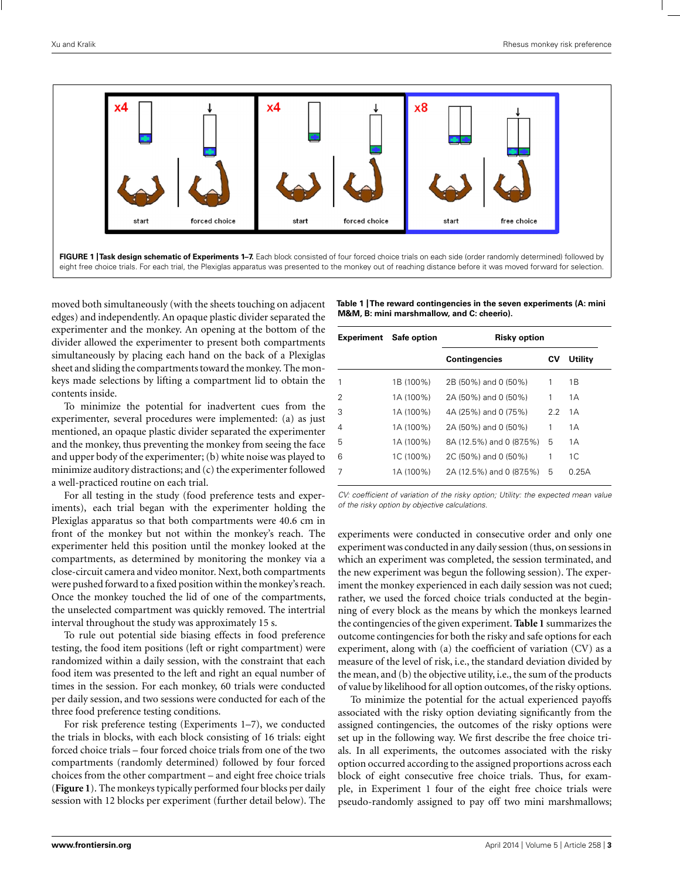FIGURE 1 | Task design schematic of Experiments 1–7. Each block consisted of four forced choice trials on each side (order randomly determined) followed by eight free choice trials. For each trial, the Plexiglas apparatus was presented to the monkey out of reaching distance before it was moved forward for selection.

moved both simultaneously (with the sheets touching on adjacent edges) and independently. An opaque plastic divider separated the experimenter and the monkey. An opening at the bottom of the divider allowed the experimenter to present both compartments simultaneously by placing each hand on the back of a Plexiglas sheet and sliding the compartments toward the monkey. The monkeys made selections by lifting a compartment lid to obtain the contents inside.

To minimize the potential for inadvertent cues from the experimenter, several procedures were implemented: (a) as just mentioned, an opaque plastic divider separated the experimenter and the monkey, thus preventing the monkey from seeing the face and upper body of the experimenter; (b) white noise was played to minimize auditory distractions; and (c) the experimenter followed a well-practiced routine on each trial.

For all testing in the study (food preference tests and experiments), each trial began with the experimenter holding the Plexiglas apparatus so that both compartments were 40.6 cm in front of the monkey but not within the monkey's reach. The experimenter held this position until the monkey looked at the compartments, as determined by monitoring the monkey via a close-circuit camera and video monitor. Next, both compartments were pushed forward to a fixed position within the monkey's reach. Once the monkey touched the lid of one of the compartments, the unselected compartment was quickly removed. The intertrial interval throughout the study was approximately 15 s.

To rule out potential side biasing effects in food preference testing, the food item positions (left or right compartment) were randomized within a daily session, with the constraint that each food item was presented to the left and right an equal number of times in the session. For each monkey, 60 trials were conducted per daily session, and two sessions were conducted for each of the three food preference testing conditions.

For risk preference testing (Experiments 1–7), we conducted the trials in blocks, with each block consisting of 16 trials: eight forced choice trials – four forced choice trials from one of the two compartments (randomly determined) followed by four forced choices from the other compartment – and eight free choice trials (**Figure 1**). The monkeys typically performed four blocks per daily session with 12 blocks per experiment (further detail below). The experiments were conducted in consecutive order and only one experiment was conducted in any daily session (thus, on sessions in which an experiment was completed, the session terminated, and the new experiment was begun the following session). The experiment the monkey experienced in each daily session was not cued; rather, we used the forced choice trials conducted at the beginning of every block as the means by which the monkeys learned the contingencies of the given experiment. **Table 1** summarizes the outcome contingencies for both the risky and safe options for each experiment, along with (a) the coefficient of variation (CV) as a measure of the level of risk, i.e., the standard deviation divided by the mean, and (b) the objective utility, i.e., the sum of the products of value by likelihood for all option outcomes, of the risky options.

**Table 1 | The reward contingencies in the seven experiments (A: mini M&M, B: mini marshmallow, and C: cheerio).**

| Experiment | Safe option | Risky option | | |
|---|---|---|---|---|
| | | Contingencies | CV | Utility |
| 1 | 1B (100%) | 2B (50%) and 0 (50%) | 1 | 1B |
| 2 | 1A (100%) | 2A (50%) and 0 (50%) | 1 | 1A |
| 3 | 1A (100%) | 4A (25%) and 0 (75%) | 2.2 | 1A |
| 4 | 1A (100%) | 2A (50%) and 0 (50%) | 1 | 1A |
| 5 | 1A (100%) | 8A (12.5%) and 0 (87.5%) | 5 | 1A |
| 6 | 1C (100%) | 2C (50%) and 0 (50%) | 1 | 1C |
| 7 | 1A (100%) | 2A (12.5%) and 0 (87.5%) | 5 | 0.25A |

*CV: coefficient of variation of the risky option; Utility: the expected mean value of the risky option by objective calculations.*

To minimize the potential for the actual experienced payoffs associated with the risky option deviating significantly from the assigned contingencies, the outcomes of the risky options were set up in the following way. We first describe the free choice trials. In all experiments, the outcomes associated with the risky option occurred according to the assigned proportions across each block of eight consecutive free choice trials. Thus, for example, in Experiment 1 four of the eight free choice trials were pseudo-randomly assigned to pay off two mini marshmallows;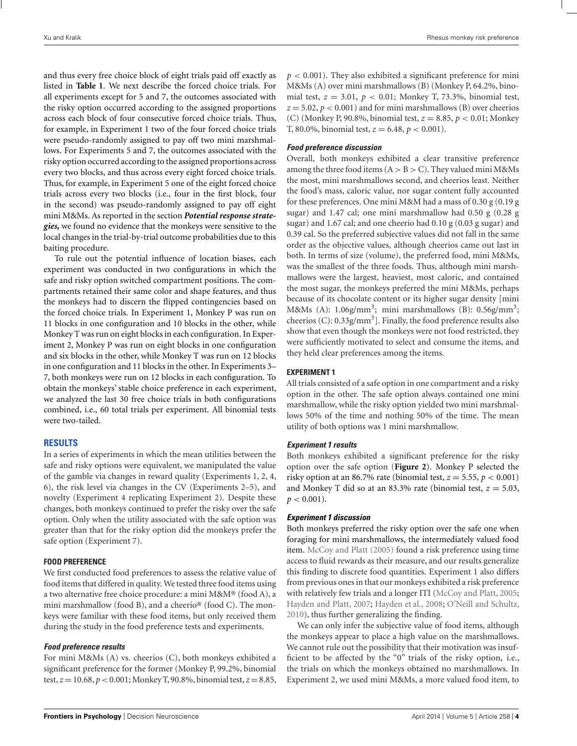and thus every free choice block of eight trials paid off exactly as listed in **Table 1**. We next describe the forced choice trials. For all experiments except for 5 and 7, the outcomes associated with the risky option occurred according to the assigned proportions across each block of four consecutive forced choice trials. Thus, for example, in Experiment 1 two of the four forced choice trials were pseudo-randomly assigned to pay off two mini marshmallows. For Experiments 5 and 7, the outcomes associated with the risky option occurred according to the assigned proportions across every two blocks, and thus across every eight forced choice trials. Thus, for example, in Experiment 5 one of the eight forced choice trials across every two blocks (i.e., four in the first block, four in the second) was pseudo-randomly assigned to pay off eight mini M&Ms. As reported in the section ***Potential response strategies,*** we found no evidence that the monkeys were sensitive to the local changes in the trial-by-trial outcome probabilities due to this baiting procedure.

To rule out the potential influence of location biases, each experiment was conducted in two configurations in which the safe and risky option switched compartment positions. The compartments retained their same color and shape features, and thus the monkeys had to discern the flipped contingencies based on the forced choice trials. In Experiment 1, Monkey P was run on 11 blocks in one configuration and 10 blocks in the other, while Monkey T was run on eight blocks in each configuration. In Experiment 2, Monkey P was run on eight blocks in one configuration and six blocks in the other, while Monkey T was run on 12 blocks in one configuration and 11 blocks in the other. In Experiments 3–7, both monkeys were run on 12 blocks in each configuration. To obtain the monkeys' stable choice preference in each experiment, we analyzed the last 30 free choice trials in both configurations combined, i.e., 60 total trials per experiment. All binomial tests were two-tailed.

## RESULTS

In a series of experiments in which the mean utilities between the safe and risky options were equivalent, we manipulated the value of the gamble via changes in reward quality (Experiments 1, 2, 4, 6), the risk level via changes in the CV (Experiments 2–5), and novelty (Experiment 4 replicating Experiment 2). Despite these changes, both monkeys continued to prefer the risky over the safe option. Only when the utility associated with the safe option was greater than that for the risky option did the monkeys prefer the safe option (Experiment 7).

### FOOD PREFERENCE

We first conducted food preferences to assess the relative value of food items that differed in quality. We tested three food items using a two alternative free choice procedure: a mini M&M® (food A), a mini marshmallow (food B), and a cheerio® (food C). The monkeys were familiar with these food items, but only received them during the study in the food preference tests and experiments.

#### *Food preference results*

For mini M&Ms (A) vs. cheerios (C), both monkeys exhibited a significant preference for the former (Monkey P, 99.2%, binomial test, $z = 10.68$, $p < 0.001$; Monkey T, 90.8%, binomial test, $z = 8.85$, $p < 0.001$). They also exhibited a significant preference for mini M&Ms (A) over mini marshmallows (B) (Monkey P, 64.2%, binomial test, $z = 3.01$, $p < 0.01$; Monkey T, 73.3%, binomial test, $z = 5.02$, $p < 0.001$) and for mini marshmallows (B) over cheerios (C) (Monkey P, 90.8%, binomial test, $z = 8.85$, $p < 0.01$; Monkey T, 80.0%, binomial test, $z = 6.48$, $p < 0.001$).

#### *Food preference discussion*

Overall, both monkeys exhibited a clear transitive preference among the three food items ($A > B > C$). They valued mini M&Ms the most, mini marshmallows second, and cheerios least. Neither the food's mass, caloric value, nor sugar content fully accounted for these preferences. One mini M&M had a mass of 0.30 g (0.19 g sugar) and 1.47 cal; one mini marshmallow had 0.50 g (0.28 g sugar) and 1.67 cal; and one cheerio had 0.10 g (0.03 g sugar) and 0.39 cal. So the preferred subjective values did not fall in the same order as the objective values, although cheerios came out last in both. In terms of size (volume), the preferred food, mini M&Ms, was the smallest of the three foods. Thus, although mini marshmallows were the largest, heaviest, most caloric, and contained the most sugar, the monkeys preferred the mini M&Ms, perhaps because of its chocolate content or its higher sugar density [mini M&Ms (A): 1.06g/mm$^3$; mini marshmallows (B): 0.56g/mm$^3$; cheerios (C): 0.33g/mm$^3$]. Finally, the food preference results also show that even though the monkeys were not food restricted, they were sufficiently motivated to select and consume the items, and they held clear preferences among the items.

### EXPERIMENT 1

All trials consisted of a safe option in one compartment and a risky option in the other. The safe option always contained one mini marshmallow, while the risky option yielded two mini marshmallows 50% of the time and nothing 50% of the time. The mean utility of both options was 1 mini marshmallow.

#### *Experiment 1 results*

Both monkeys exhibited a significant preference for the risky option over the safe option (**Figure 2**). Monkey P selected the risky option at an 86.7% rate (binomial test, $z = 5.55$, $p < 0.001$) and Monkey T did so at an 83.3% rate (binomial test, $z = 5.03$, $p < 0.001$).

#### *Experiment 1 discussion*

Both monkeys preferred the risky option over the safe one when foraging for mini marshmallows, the intermediately valued food item. McCoy and Platt (2005) found a risk preference using time access to fluid rewards as their measure, and our results generalize this finding to discrete food quantities. Experiment 1 also differs from previous ones in that our monkeys exhibited a risk preference with relatively few trials and a longer ITI (McCoy and Platt, 2005; Hayden and Platt, 2007; Hayden et al., 2008; O'Neill and Schultz, 2010), thus further generalizing the finding.

We can only infer the subjective value of food items, although the monkeys appear to place a high value on the marshmallows. We cannot rule out the possibility that their motivation was insufficient to be affected by the "0" trials of the risky option, i.e., the trials on which the monkeys obtained no marshmallows. In Experiment 2, we used mini M&Ms, a more valued food item, to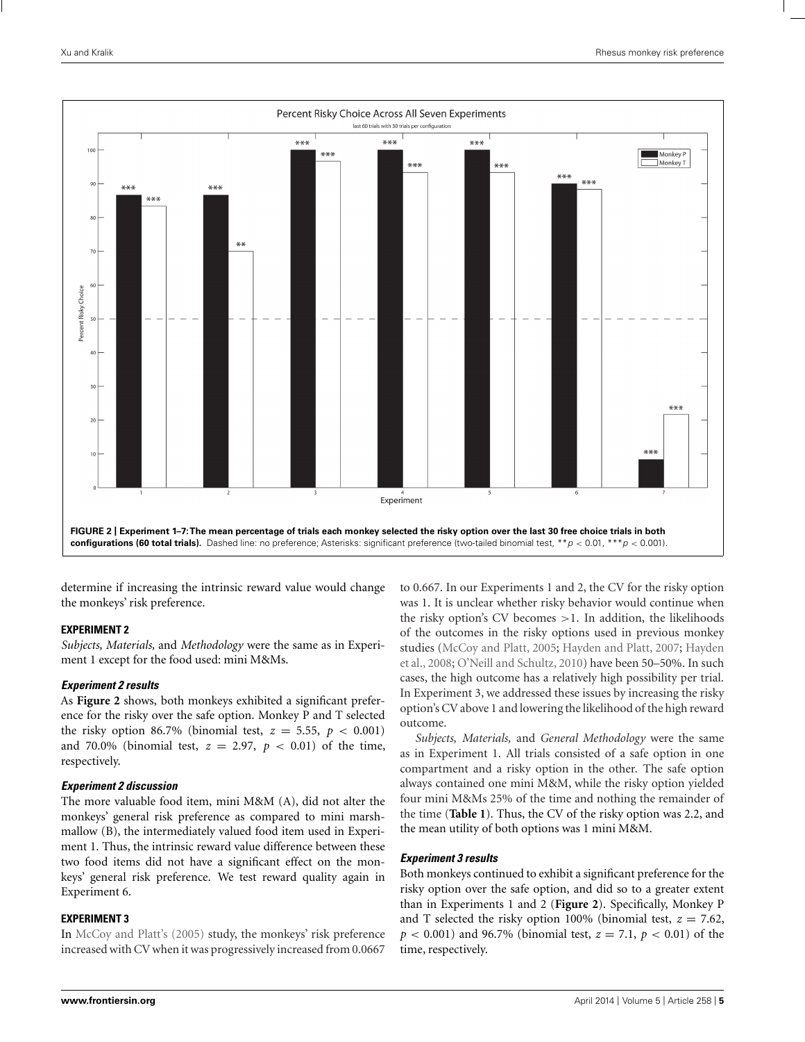FIGURE 2 | Experiment 1–7: The mean percentage of trials each monkey selected the risky option over the last 30 free choice trials in both configurations (60 total trials). Dashed line: no preference; Asterisks: significant preference (two-tailed binomial test, $^{**}p < 0.01$, $^{***}p < 0.001$).

determine if increasing the intrinsic reward value would change the monkeys' risk preference.

### EXPERIMENT 2

*Subjects, Materials,* and *Methodology* were the same as in Experiment 1 except for the food used: mini M&Ms.

#### *Experiment 2 results*

As **Figure 2** shows, both monkeys exhibited a significant preference for the risky over the safe option. Monkey P and T selected the risky option 86.7% (binomial test, $z = 5.55$, $p < 0.001$) and 70.0% (binomial test, $z = 2.97$, $p < 0.01$) of the time, respectively.

#### *Experiment 2 discussion*

The more valuable food item, mini M&M (A), did not alter the monkeys' general risk preference as compared to mini marshmallow (B), the intermediately valued food item used in Experiment 1. Thus, the intrinsic reward value difference between these two food items did not have a significant effect on the monkeys' general risk preference. We test reward quality again in Experiment 6.

### EXPERIMENT 3

In McCoy and Platt's (2005) study, the monkeys' risk preference increased with CV when it was progressively increased from 0.0667 to 0.667. In our Experiments 1 and 2, the CV for the risky option was 1. It is unclear whether risky behavior would continue when the risky option's CV becomes >1. In addition, the likelihoods of the outcomes in the risky options used in previous monkey studies (McCoy and Platt, 2005; Hayden and Platt, 2007; Hayden et al., 2008; O'Neill and Schultz, 2010) have been 50–50%. In such cases, the high outcome has a relatively high possibility per trial. In Experiment 3, we addressed these issues by increasing the risky option's CV above 1 and lowering the likelihood of the high reward outcome.

*Subjects, Materials,* and *General Methodology* were the same as in Experiment 1. All trials consisted of a safe option in one compartment and a risky option in the other. The safe option always contained one mini M&M, while the risky option yielded four mini M&Ms 25% of the time and nothing the remainder of the time (**Table 1**). Thus, the CV of the risky option was 2.2, and the mean utility of both options was 1 mini M&M.

#### *Experiment 3 results*

Both monkeys continued to exhibit a significant preference for the risky option over the safe option, and did so to a greater extent than in Experiments 1 and 2 (**Figure 2**). Specifically, Monkey P and T selected the risky option 100% (binomial test, $z = 7.62$, $p < 0.001$) and 96.7% (binomial test, $z = 7.1$, $p < 0.01$) of the time, respectively.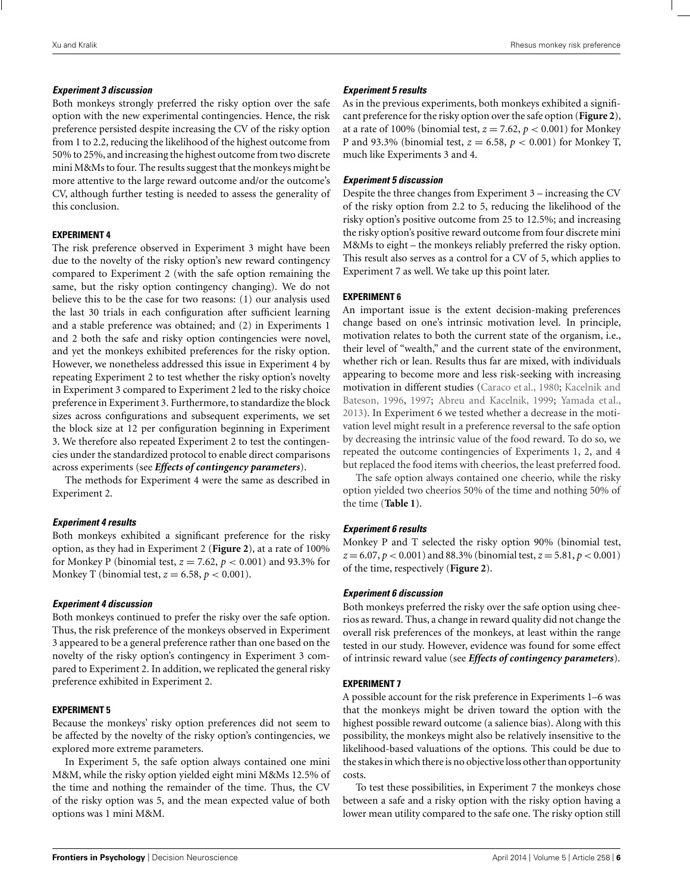### *Experiment 3 discussion*

Both monkeys strongly preferred the risky option over the safe option with the new experimental contingencies. Hence, the risk preference persisted despite increasing the CV of the risky option from 1 to 2.2, reducing the likelihood of the highest outcome from 50% to 25%, and increasing the highest outcome from two discrete mini M&Ms to four. The results suggest that the monkeys might be more attentive to the large reward outcome and/or the outcome's CV, although further testing is needed to assess the generality of this conclusion.

## EXPERIMENT 4

The risk preference observed in Experiment 3 might have been due to the novelty of the risky option's new reward contingency compared to Experiment 2 (with the safe option remaining the same, but the risky option contingency changing). We do not believe this to be the case for two reasons: (1) our analysis used the last 30 trials in each configuration after sufficient learning and a stable preference was obtained; and (2) in Experiments 1 and 2 both the safe and risky option contingencies were novel, and yet the monkeys exhibited preferences for the risky option. However, we nonetheless addressed this issue in Experiment 4 by repeating Experiment 2 to test whether the risky option's novelty in Experiment 3 compared to Experiment 2 led to the risky choice preference in Experiment 3. Furthermore, to standardize the block sizes across configurations and subsequent experiments, we set the block size at 12 per configuration beginning in Experiment 3. We therefore also repeated Experiment 2 to test the contingencies under the standardized protocol to enable direct comparisons across experiments (see ***Effects of contingency parameters***).

The methods for Experiment 4 were the same as described in Experiment 2.

### *Experiment 4 results*

Both monkeys exhibited a significant preference for the risky option, as they had in Experiment 2 (**Figure 2**), at a rate of 100% for Monkey P (binomial test, $z = 7.62$, $p < 0.001$) and 93.3% for Monkey T (binomial test, $z = 6.58$, $p < 0.001$).

### *Experiment 4 discussion*

Both monkeys continued to prefer the risky over the safe option. Thus, the risk preference of the monkeys observed in Experiment 3 appeared to be a general preference rather than one based on the novelty of the risky option's contingency in Experiment 3 compared to Experiment 2. In addition, we replicated the general risky preference exhibited in Experiment 2.

## EXPERIMENT 5

Because the monkeys' risky option preferences did not seem to be affected by the novelty of the risky option's contingencies, we explored more extreme parameters.

In Experiment 5, the safe option always contained one mini M&M, while the risky option yielded eight mini M&Ms 12.5% of the time and nothing the remainder of the time. Thus, the CV of the risky option was 5, and the mean expected value of both options was 1 mini M&M.

### *Experiment 5 results*

As in the previous experiments, both monkeys exhibited a significant preference for the risky option over the safe option (**Figure 2**), at a rate of 100% (binomial test, $z = 7.62$, $p < 0.001$) for Monkey P and 93.3% (binomial test, $z = 6.58$, $p < 0.001$) for Monkey T, much like Experiments 3 and 4.

### *Experiment 5 discussion*

Despite the three changes from Experiment 3 – increasing the CV of the risky option from 2.2 to 5, reducing the likelihood of the risky option's positive outcome from 25 to 12.5%; and increasing the risky option's positive reward outcome from four discrete mini M&Ms to eight – the monkeys reliably preferred the risky option. This result also serves as a control for a CV of 5, which applies to Experiment 7 as well. We take up this point later.

## EXPERIMENT 6

An important issue is the extent decision-making preferences change based on one's intrinsic motivation level. In principle, motivation relates to both the current state of the organism, i.e., their level of "wealth," and the current state of the environment, whether rich or lean. Results thus far are mixed, with individuals appearing to become more and less risk-seeking with increasing motivation in different studies (Caraco et al., 1980; Kacelnik and Bateson, 1996, 1997; Abreu and Kacelnik, 1999; Yamada et al., 2013). In Experiment 6 we tested whether a decrease in the motivation level might result in a preference reversal to the safe option by decreasing the intrinsic value of the food reward. To do so, we repeated the outcome contingencies of Experiments 1, 2, and 4 but replaced the food items with cheerios, the least preferred food.

The safe option always contained one cheerio, while the risky option yielded two cheerios 50% of the time and nothing 50% of the time (**Table 1**).

### *Experiment 6 results*

Monkey P and T selected the risky option 90% (binomial test, $z = 6.07$, $p < 0.001$) and 88.3% (binomial test, $z = 5.81$, $p < 0.001$) of the time, respectively (**Figure 2**).

### *Experiment 6 discussion*

Both monkeys preferred the risky over the safe option using cheerios as reward. Thus, a change in reward quality did not change the overall risk preferences of the monkeys, at least within the range tested in our study. However, evidence was found for some effect of intrinsic reward value (see ***Effects of contingency parameters***).

## EXPERIMENT 7

A possible account for the risk preference in Experiments 1–6 was that the monkeys might be driven toward the option with the highest possible reward outcome (a salience bias). Along with this possibility, the monkeys might also be relatively insensitive to the likelihood-based valuations of the options. This could be due to the stakes in which there is no objective loss other than opportunity costs.

To test these possibilities, in Experiment 7 the monkeys chose between a safe and a risky option with the risky option having a lower mean utility compared to the safe one. The risky option still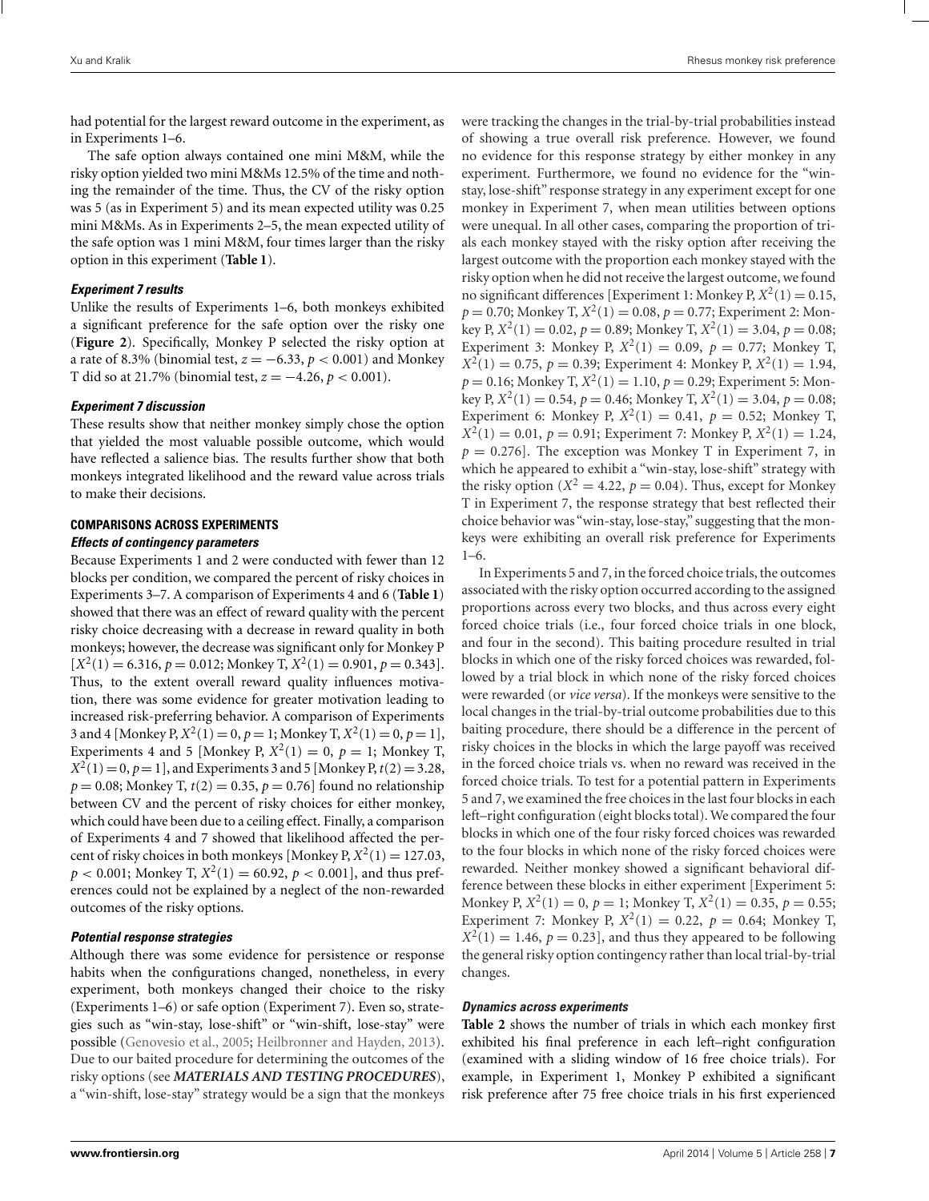had potential for the largest reward outcome in the experiment, as in Experiments 1–6.

The safe option always contained one mini M&M, while the risky option yielded two mini M&Ms 12.5% of the time and nothing the remainder of the time. Thus, the CV of the risky option was 5 (as in Experiment 5) and its mean expected utility was 0.25 mini M&Ms. As in Experiments 2–5, the mean expected utility of the safe option was 1 mini M&M, four times larger than the risky option in this experiment (**Table 1**).

#### *Experiment 7 results*

Unlike the results of Experiments 1–6, both monkeys exhibited a significant preference for the safe option over the risky one (**Figure 2**). Specifically, Monkey P selected the risky option at a rate of 8.3% (binomial test, $z = -6.33$, $p < 0.001$) and Monkey T did so at 21.7% (binomial test, $z = -4.26$, $p < 0.001$).

#### *Experiment 7 discussion*

These results show that neither monkey simply chose the option that yielded the most valuable possible outcome, which would have reflected a salience bias. The results further show that both monkeys integrated likelihood and the reward value across trials to make their decisions.

### COMPARISONS ACROSS EXPERIMENTS

#### *Effects of contingency parameters*

Because Experiments 1 and 2 were conducted with fewer than 12 blocks per condition, we compared the percent of risky choices in Experiments 3–7. A comparison of Experiments 4 and 6 (**Table 1**) showed that there was an effect of reward quality with the percent risky choice decreasing with a decrease in reward quality in both monkeys; however, the decrease was significant only for Monkey P [$X^2(1) = 6.316$, $p = 0.012$; Monkey T, $X^2(1) = 0.901$, $p = 0.343$]. Thus, to the extent overall reward quality influences motivation, there was some evidence for greater motivation leading to increased risk-preferring behavior. A comparison of Experiments 3 and 4 [Monkey P, $X^2(1) = 0$, $p = 1$; Monkey T, $X^2(1) = 0$, $p = 1$], Experiments 4 and 5 [Monkey P, $X^2(1) = 0$, $p = 1$; Monkey T, $X^2(1) = 0$, $p = 1$], and Experiments 3 and 5 [Monkey P, $t(2) = 3.28$, $p = 0.08$; Monkey T, $t(2) = 0.35$, $p = 0.76$] found no relationship between CV and the percent of risky choices for either monkey, which could have been due to a ceiling effect. Finally, a comparison of Experiments 4 and 7 showed that likelihood affected the percent of risky choices in both monkeys [Monkey P, $X^2(1) = 127.03$, $p < 0.001$; Monkey T, $X^2(1) = 60.92$, $p < 0.001$], and thus preferences could not be explained by a neglect of the non-rewarded outcomes of the risky options.

#### *Potential response strategies*

Although there was some evidence for persistence or response habits when the configurations changed, nonetheless, in every experiment, both monkeys changed their choice to the risky (Experiments 1–6) or safe option (Experiment 7). Even so, strategies such as "win-stay, lose-shift" or "win-shift, lose-stay" were possible (Genovesio et al., 2005; Heilbronner and Hayden, 2013). Due to our baited procedure for determining the outcomes of the risky options (see ***MATERIALS AND TESTING PROCEDURES***), a "win-shift, lose-stay" strategy would be a sign that the monkeys were tracking the changes in the trial-by-trial probabilities instead of showing a true overall risk preference. However, we found no evidence for this response strategy by either monkey in any experiment. Furthermore, we found no evidence for the "win-stay, lose-shift" response strategy in any experiment except for one monkey in Experiment 7, when mean utilities between options were unequal. In all other cases, comparing the proportion of trials each monkey stayed with the risky option after receiving the largest outcome with the proportion each monkey stayed with the risky option when he did not receive the largest outcome, we found no significant differences [Experiment 1: Monkey P, $X^2(1) = 0.15$, $p = 0.70$; Monkey T, $X^2(1) = 0.08$, $p = 0.77$; Experiment 2: Monkey P, $X^2(1) = 0.02$, $p = 0.89$; Monkey T, $X^2(1) = 3.04$, $p = 0.08$; Experiment 3: Monkey P, $X^2(1) = 0.09$, $p = 0.77$; Monkey T, $X^2(1) = 0.75$, $p = 0.39$; Experiment 4: Monkey P, $X^2(1) = 1.94$, $p = 0.16$; Monkey T, $X^2(1) = 1.10$, $p = 0.29$; Experiment 5: Monkey P, $X^2(1) = 0.54$, $p = 0.46$; Monkey T, $X^2(1) = 3.04$, $p = 0.08$; Experiment 6: Monkey P, $X^2(1) = 0.41$, $p = 0.52$; Monkey T, $X^2(1) = 0.01$, $p = 0.91$; Experiment 7: Monkey P, $X^2(1) = 1.24$, $p = 0.276$]. The exception was Monkey T in Experiment 7, in which he appeared to exhibit a "win-stay, lose-shift" strategy with the risky option ($X^2 = 4.22$, $p = 0.04$). Thus, except for Monkey T in Experiment 7, the response strategy that best reflected their choice behavior was "win-stay, lose-stay," suggesting that the monkeys were exhibiting an overall risk preference for Experiments 1–6.

In Experiments 5 and 7, in the forced choice trials, the outcomes associated with the risky option occurred according to the assigned proportions across every two blocks, and thus across every eight forced choice trials (i.e., four forced choice trials in one block, and four in the second). This baiting procedure resulted in trial blocks in which one of the risky forced choices was rewarded, followed by a trial block in which none of the risky forced choices were rewarded (or *vice versa*). If the monkeys were sensitive to the local changes in the trial-by-trial outcome probabilities due to this baiting procedure, there should be a difference in the percent of risky choices in the blocks in which the large payoff was received in the forced choice trials vs. when no reward was received in the forced choice trials. To test for a potential pattern in Experiments 5 and 7, we examined the free choices in the last four blocks in each left–right configuration (eight blocks total). We compared the four blocks in which one of the four risky forced choices was rewarded to the four blocks in which none of the risky forced choices were rewarded. Neither monkey showed a significant behavioral difference between these blocks in either experiment [Experiment 5: Monkey P, $X^2(1) = 0$, $p = 1$; Monkey T, $X^2(1) = 0.35$, $p = 0.55$; Experiment 7: Monkey P, $X^2(1) = 0.22$, $p = 0.64$; Monkey T, $X^2(1) = 1.46$, $p = 0.23$], and thus they appeared to be following the general risky option contingency rather than local trial-by-trial changes.

#### *Dynamics across experiments*

**Table 2** shows the number of trials in which each monkey first exhibited his final preference in each left–right configuration (examined with a sliding window of 16 free choice trials). For example, in Experiment 1, Monkey P exhibited a significant risk preference after 75 free choice trials in his first experienced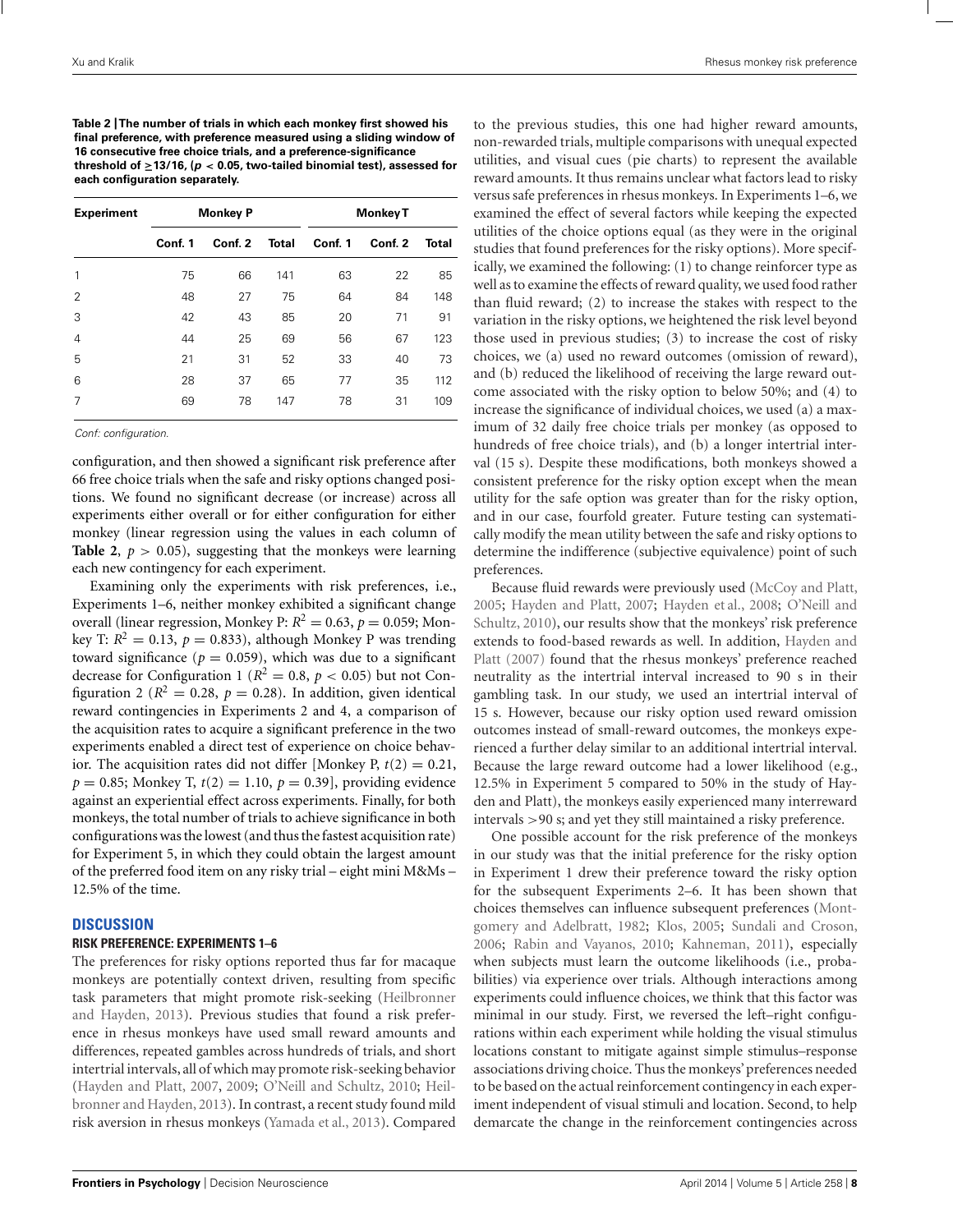**Table 2 | The number of trials in which each monkey first showed his final preference, with preference measured using a sliding window of 16 consecutive free choice trials, and a preference-significance threshold of ≥13/16, ($p < 0.05$, two-tailed binomial test), assessed for each configuration separately.**

| Experiment | Monkey P | | | Monkey T | | |
|---|---|---|---|---|---|---|
| | Conf. 1 | Conf. 2 | Total | Conf. 1 | Conf. 2 | Total |
| 1 | 75 | 66 | 141 | 63 | 22 | 85 |
| 2 | 48 | 27 | 75 | 64 | 84 | 148 |
| 3 | 42 | 43 | 85 | 20 | 71 | 91 |
| 4 | 44 | 25 | 69 | 56 | 67 | 123 |
| 5 | 21 | 31 | 52 | 33 | 40 | 73 |
| 6 | 28 | 37 | 65 | 77 | 35 | 112 |
| 7 | 69 | 78 | 147 | 78 | 31 | 109 |

*Conf: configuration.*

configuration, and then showed a significant risk preference after 66 free choice trials when the safe and risky options changed positions. We found no significant decrease (or increase) across all experiments either overall or for either configuration for either monkey (linear regression using the values in each column of **Table 2**, $p > 0.05$), suggesting that the monkeys were learning each new contingency for each experiment.

Examining only the experiments with risk preferences, i.e., Experiments 1–6, neither monkey exhibited a significant change overall (linear regression, Monkey P: $R^2 = 0.63$, $p = 0.059$; Monkey T: $R^2 = 0.13$, $p = 0.833$), although Monkey P was trending toward significance ($p = 0.059$), which was due to a significant decrease for Configuration 1 ($R^2 = 0.8$, $p < 0.05$) but not Configuration 2 ($R^2 = 0.28$, $p = 0.28$). In addition, given identical reward contingencies in Experiments 2 and 4, a comparison of the acquisition rates to acquire a significant preference in the two experiments enabled a direct test of experience on choice behavior. The acquisition rates did not differ [Monkey P, $t(2) = 0.21$, $p = 0.85$; Monkey T, $t(2) = 1.10$, $p = 0.39$], providing evidence against an experiential effect across experiments. Finally, for both monkeys, the total number of trials to achieve significance in both configurations was the lowest (and thus the fastest acquisition rate) for Experiment 5, in which they could obtain the largest amount of the preferred food item on any risky trial – eight mini M&Ms – 12.5% of the time.

## DISCUSSION

### RISK PREFERENCE: EXPERIMENTS 1–6

The preferences for risky options reported thus far for macaque monkeys are potentially context driven, resulting from specific task parameters that might promote risk-seeking (Heilbronner and Hayden, 2013). Previous studies that found a risk preference in rhesus monkeys have used small reward amounts and differences, repeated gambles across hundreds of trials, and short intertrial intervals, all of which may promote risk-seeking behavior (Hayden and Platt, 2007, 2009; O'Neill and Schultz, 2010; Heilbronner and Hayden, 2013). In contrast, a recent study found mild risk aversion in rhesus monkeys (Yamada et al., 2013). Compared to the previous studies, this one had higher reward amounts, non-rewarded trials, multiple comparisons with unequal expected utilities, and visual cues (pie charts) to represent the available reward amounts. It thus remains unclear what factors lead to risky versus safe preferences in rhesus monkeys. In Experiments 1–6, we examined the effect of several factors while keeping the expected utilities of the choice options equal (as they were in the original studies that found preferences for the risky options). More specifically, we examined the following: (1) to change reinforcer type as well as to examine the effects of reward quality, we used food rather than fluid reward; (2) to increase the stakes with respect to the variation in the risky options, we heightened the risk level beyond those used in previous studies; (3) to increase the cost of risky choices, we (a) used no reward outcomes (omission of reward), and (b) reduced the likelihood of receiving the large reward outcome associated with the risky option to below 50%; and (4) to increase the significance of individual choices, we used (a) a maximum of 32 daily free choice trials per monkey (as opposed to hundreds of free choice trials), and (b) a longer intertrial interval (15 s). Despite these modifications, both monkeys showed a consistent preference for the risky option except when the mean utility for the safe option was greater than for the risky option, and in our case, fourfold greater. Future testing can systematically modify the mean utility between the safe and risky options to determine the indifference (subjective equivalence) point of such preferences.

Because fluid rewards were previously used (McCoy and Platt, 2005; Hayden and Platt, 2007; Hayden et al., 2008; O'Neill and Schultz, 2010), our results show that the monkeys' risk preference extends to food-based rewards as well. In addition, Hayden and Platt (2007) found that the rhesus monkeys' preference reached neutrality as the intertrial interval increased to 90 s in their gambling task. In our study, we used an intertrial interval of 15 s. However, because our risky option used reward omission outcomes instead of small-reward outcomes, the monkeys experienced a further delay similar to an additional intertrial interval. Because the large reward outcome had a lower likelihood (e.g., 12.5% in Experiment 5 compared to 50% in the study of Hayden and Platt), the monkeys easily experienced many interreward intervals >90 s; and yet they still maintained a risky preference.

One possible account for the risk preference of the monkeys in our study was that the initial preference for the risky option in Experiment 1 drew their preference toward the risky option for the subsequent Experiments 2–6. It has been shown that choices themselves can influence subsequent preferences (Montgomery and Adelbratt, 1982; Klos, 2005; Sundali and Croson, 2006; Rabin and Vayanos, 2010; Kahneman, 2011), especially when subjects must learn the outcome likelihoods (i.e., probabilities) via experience over trials. Although interactions among experiments could influence choices, we think that this factor was minimal in our study. First, we reversed the left–right configurations within each experiment while holding the visual stimulus locations constant to mitigate against simple stimulus–response associations driving choice. Thus the monkeys' preferences needed to be based on the actual reinforcement contingency in each experiment independent of visual stimuli and location. Second, to help demarcate the change in the reinforcement contingencies across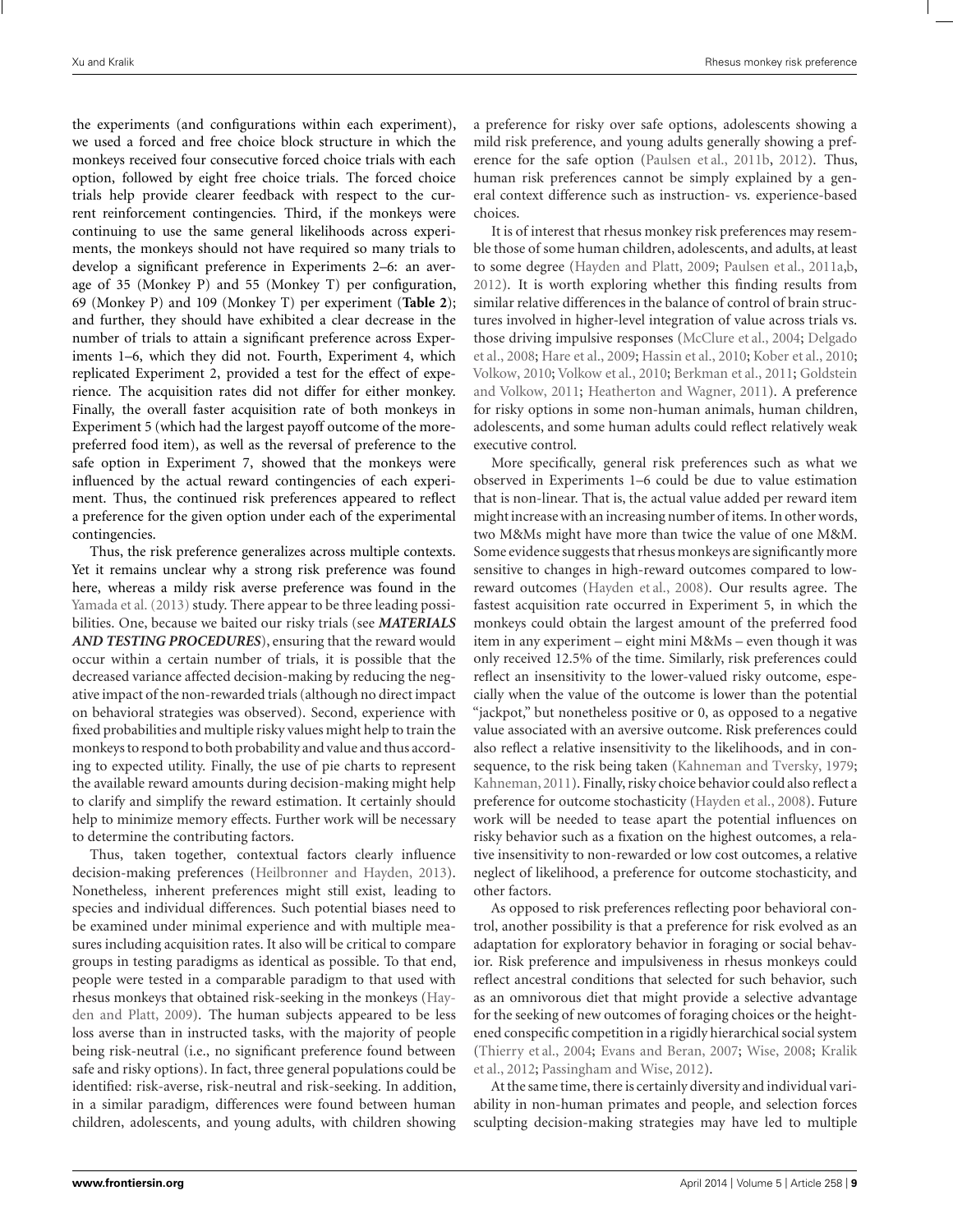the experiments (and configurations within each experiment), we used a forced and free choice block structure in which the monkeys received four consecutive forced choice trials with each option, followed by eight free choice trials. The forced choice trials help provide clearer feedback with respect to the current reinforcement contingencies. Third, if the monkeys were continuing to use the same general likelihoods across experiments, the monkeys should not have required so many trials to develop a significant preference in Experiments 2–6: an average of 35 (Monkey P) and 55 (Monkey T) per configuration, 69 (Monkey P) and 109 (Monkey T) per experiment (**Table 2**); and further, they should have exhibited a clear decrease in the number of trials to attain a significant preference across Experiments 1–6, which they did not. Fourth, Experiment 4, which replicated Experiment 2, provided a test for the effect of experience. The acquisition rates did not differ for either monkey. Finally, the overall faster acquisition rate of both monkeys in Experiment 5 (which had the largest payoff outcome of the more-preferred food item), as well as the reversal of preference to the safe option in Experiment 7, showed that the monkeys were influenced by the actual reward contingencies of each experiment. Thus, the continued risk preferences appeared to reflect a preference for the given option under each of the experimental contingencies.

Thus, the risk preference generalizes across multiple contexts. Yet it remains unclear why a strong risk preference was found here, whereas a mildy risk averse preference was found in the Yamada et al. (2013) study. There appear to be three leading possibilities. One, because we baited our risky trials (see ***MATERIALS AND TESTING PROCEDURES***), ensuring that the reward would occur within a certain number of trials, it is possible that the decreased variance affected decision-making by reducing the negative impact of the non-rewarded trials (although no direct impact on behavioral strategies was observed). Second, experience with fixed probabilities and multiple risky values might help to train the monkeys to respond to both probability and value and thus according to expected utility. Finally, the use of pie charts to represent the available reward amounts during decision-making might help to clarify and simplify the reward estimation. It certainly should help to minimize memory effects. Further work will be necessary to determine the contributing factors.

Thus, taken together, contextual factors clearly influence decision-making preferences (Heilbronner and Hayden, 2013). Nonetheless, inherent preferences might still exist, leading to species and individual differences. Such potential biases need to be examined under minimal experience and with multiple measures including acquisition rates. It also will be critical to compare groups in testing paradigms as identical as possible. To that end, people were tested in a comparable paradigm to that used with rhesus monkeys that obtained risk-seeking in the monkeys (Hayden and Platt, 2009). The human subjects appeared to be less loss averse than in instructed tasks, with the majority of people being risk-neutral (i.e., no significant preference found between safe and risky options). In fact, three general populations could be identified: risk-averse, risk-neutral and risk-seeking. In addition, in a similar paradigm, differences were found between human children, adolescents, and young adults, with children showing a preference for risky over safe options, adolescents showing a mild risk preference, and young adults generally showing a preference for the safe option (Paulsen et al., 2011b, 2012). Thus, human risk preferences cannot be simply explained by a general context difference such as instruction- vs. experience-based choices.

It is of interest that rhesus monkey risk preferences may resemble those of some human children, adolescents, and adults, at least to some degree (Hayden and Platt, 2009; Paulsen et al., 2011a,b, 2012). It is worth exploring whether this finding results from similar relative differences in the balance of control of brain structures involved in higher-level integration of value across trials vs. those driving impulsive responses (McClure et al., 2004; Delgado et al., 2008; Hare et al., 2009; Hassin et al., 2010; Kober et al., 2010; Volkow, 2010; Volkow et al., 2010; Berkman et al., 2011; Goldstein and Volkow, 2011; Heatherton and Wagner, 2011). A preference for risky options in some non-human animals, human children, adolescents, and some human adults could reflect relatively weak executive control.

More specifically, general risk preferences such as what we observed in Experiments 1–6 could be due to value estimation that is non-linear. That is, the actual value added per reward item might increase with an increasing number of items. In other words, two M&Ms might have more than twice the value of one M&M. Some evidence suggests that rhesus monkeys are significantly more sensitive to changes in high-reward outcomes compared to low-reward outcomes (Hayden et al., 2008). Our results agree. The fastest acquisition rate occurred in Experiment 5, in which the monkeys could obtain the largest amount of the preferred food item in any experiment – eight mini M&Ms – even though it was only received 12.5% of the time. Similarly, risk preferences could reflect an insensitivity to the lower-valued risky outcome, especially when the value of the outcome is lower than the potential "jackpot," but nonetheless positive or 0, as opposed to a negative value associated with an aversive outcome. Risk preferences could also reflect a relative insensitivity to the likelihoods, and in consequence, to the risk being taken (Kahneman and Tversky, 1979; Kahneman, 2011). Finally, risky choice behavior could also reflect a preference for outcome stochasticity (Hayden et al., 2008). Future work will be needed to tease apart the potential influences on risky behavior such as a fixation on the highest outcomes, a relative insensitivity to non-rewarded or low cost outcomes, a relative neglect of likelihood, a preference for outcome stochasticity, and other factors.

As opposed to risk preferences reflecting poor behavioral control, another possibility is that a preference for risk evolved as an adaptation for exploratory behavior in foraging or social behavior. Risk preference and impulsiveness in rhesus monkeys could reflect ancestral conditions that selected for such behavior, such as an omnivorous diet that might provide a selective advantage for the seeking of new outcomes of foraging choices or the heightened conspecific competition in a rigidly hierarchical social system (Thierry et al., 2004; Evans and Beran, 2007; Wise, 2008; Kralik et al., 2012; Passingham and Wise, 2012).

At the same time, there is certainly diversity and individual variability in non-human primates and people, and selection forces sculpting decision-making strategies may have led to multiple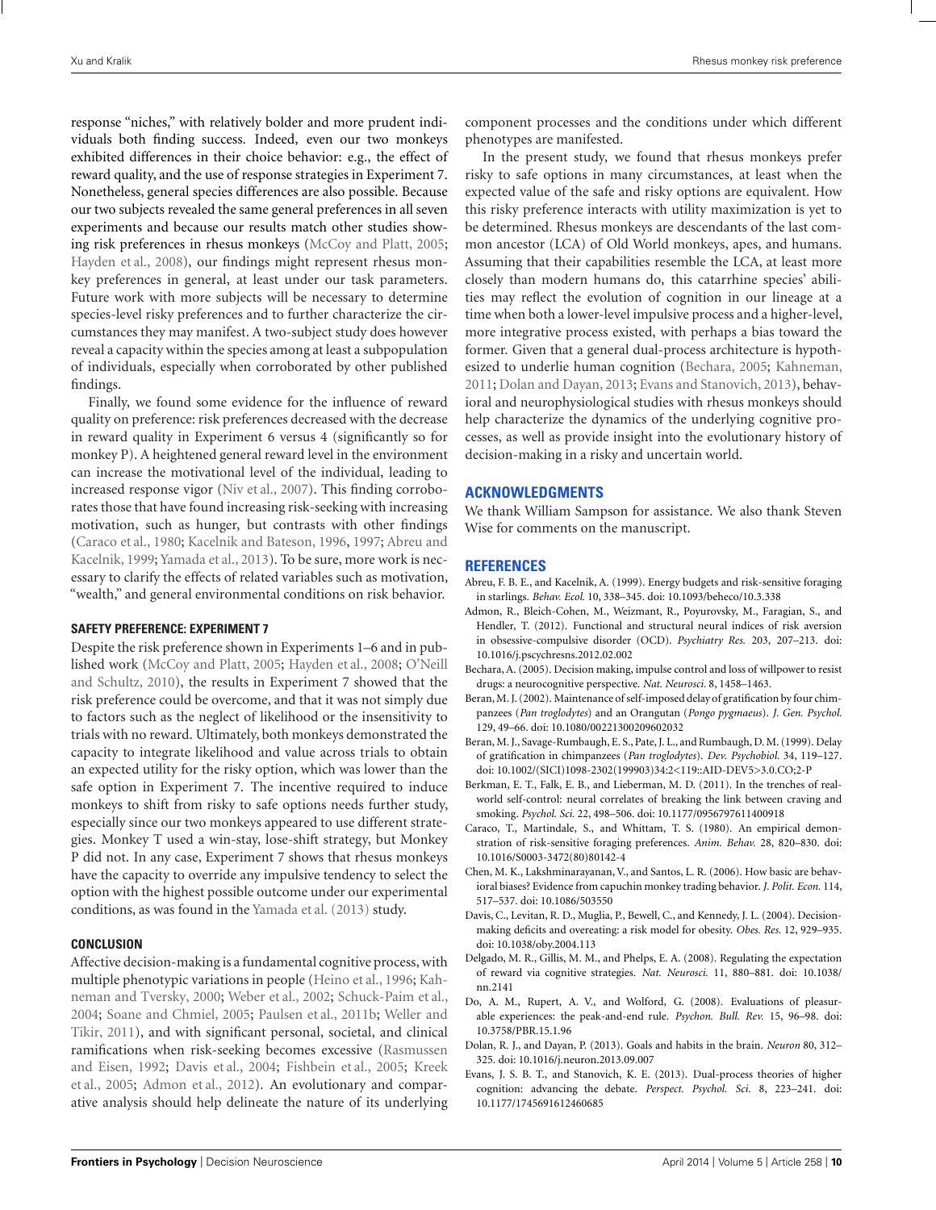response "niches," with relatively bolder and more prudent individuals both finding success. Indeed, even our two monkeys exhibited differences in their choice behavior: e.g., the effect of reward quality, and the use of response strategies in Experiment 7. Nonetheless, general species differences are also possible. Because our two subjects revealed the same general preferences in all seven experiments and because our results match other studies showing risk preferences in rhesus monkeys (McCoy and Platt, 2005; Hayden et al., 2008), our findings might represent rhesus monkey preferences in general, at least under our task parameters. Future work with more subjects will be necessary to determine species-level risky preferences and to further characterize the circumstances they may manifest. A two-subject study does however reveal a capacity within the species among at least a subpopulation of individuals, especially when corroborated by other published findings.

Finally, we found some evidence for the influence of reward quality on preference: risk preferences decreased with the decrease in reward quality in Experiment 6 versus 4 (significantly so for monkey P). A heightened general reward level in the environment can increase the motivational level of the individual, leading to increased response vigor (Niv et al., 2007). This finding corroborates those that have found increasing risk-seeking with increasing motivation, such as hunger, but contrasts with other findings (Caraco et al., 1980; Kacelnik and Bateson, 1996, 1997; Abreu and Kacelnik, 1999; Yamada et al., 2013). To be sure, more work is necessary to clarify the effects of related variables such as motivation, "wealth," and general environmental conditions on risk behavior.

### SAFETY PREFERENCE: EXPERIMENT 7

Despite the risk preference shown in Experiments 1–6 and in published work (McCoy and Platt, 2005; Hayden et al., 2008; O'Neill and Schultz, 2010), the results in Experiment 7 showed that the risk preference could be overcome, and that it was not simply due to factors such as the neglect of likelihood or the insensitivity to trials with no reward. Ultimately, both monkeys demonstrated the capacity to integrate likelihood and value across trials to obtain an expected utility for the risky option, which was lower than the safe option in Experiment 7. The incentive required to induce monkeys to shift from risky to safe options needs further study, especially since our two monkeys appeared to use different strategies. Monkey T used a win-stay, lose-shift strategy, but Monkey P did not. In any case, Experiment 7 shows that rhesus monkeys have the capacity to override any impulsive tendency to select the option with the highest possible outcome under our experimental conditions, as was found in the Yamada et al. (2013) study.

### CONCLUSION

Affective decision-making is a fundamental cognitive process, with multiple phenotypic variations in people (Heino et al., 1996; Kahneman and Tversky, 2000; Weber et al., 2002; Schuck-Paim et al., 2004; Soane and Chmiel, 2005; Paulsen et al., 2011b; Weller and Tikir, 2011), and with significant personal, societal, and clinical ramifications when risk-seeking becomes excessive (Rasmussen and Eisen, 1992; Davis et al., 2004; Fishbein et al., 2005; Kreek et al., 2005; Admon et al., 2012). An evolutionary and comparative analysis should help delineate the nature of its underlying component processes and the conditions under which different phenotypes are manifested.

In the present study, we found that rhesus monkeys prefer risky to safe options in many circumstances, at least when the expected value of the safe and risky options are equivalent. How this risky preference interacts with utility maximization is yet to be determined. Rhesus monkeys are descendants of the last common ancestor (LCA) of Old World monkeys, apes, and humans. Assuming that their capabilities resemble the LCA, at least more closely than modern humans do, this catarrhine species' abilities may reflect the evolution of cognition in our lineage at a time when both a lower-level impulsive process and a higher-level, more integrative process existed, with perhaps a bias toward the former. Given that a general dual-process architecture is hypothesized to underlie human cognition (Bechara, 2005; Kahneman, 2011; Dolan and Dayan, 2013; Evans and Stanovich, 2013), behavioral and neurophysiological studies with rhesus monkeys should help characterize the dynamics of the underlying cognitive processes, as well as provide insight into the evolutionary history of decision-making in a risky and uncertain world.

## ACKNOWLEDGMENTS

We thank William Sampson for assistance. We also thank Steven Wise for comments on the manuscript.

## REFERENCES

Abreu, F. B. E., and Kacelnik, A. (1999). Energy budgets and risk-sensitive foraging in starlings. *Behav. Ecol.* 10, 338–345. doi: 10.1093/beheco/10.3.338

Admon, R., Bleich-Cohen, M., Weizmant, R., Poyurovsky, M., Faragian, S., and Hendler, T. (2012). Functional and structural neural indices of risk aversion in obsessive-compulsive disorder (OCD). *Psychiatry Res.* 203, 207–213. doi: 10.1016/j.pscychresns.2012.02.002

Bechara, A. (2005). Decision making, impulse control and loss of willpower to resist drugs: a neurocognitive perspective. *Nat. Neurosci.* 8, 1458–1463.

Beran, M. J. (2002). Maintenance of self-imposed delay of gratification by four chimpanzees (*Pan troglodytes*) and an Orangutan (*Pongo pygmaeus*). *J. Gen. Psychol.* 129, 49–66. doi: 10.1080/00221300209602032

Beran, M. J., Savage-Rumbaugh, E. S., Pate, J. L., and Rumbaugh, D. M. (1999). Delay of gratification in chimpanzees (*Pan troglodytes*). *Dev. Psychobiol.* 34, 119–127. doi: 10.1002/(SICI)1098-2302(199903)34:2<119::AID-DEV5>3.0.CO;2-P

Berkman, E. T., Falk, E. B., and Lieberman, M. D. (2011). In the trenches of real-world self-control: neural correlates of breaking the link between craving and smoking. *Psychol. Sci.* 22, 498–506. doi: 10.1177/0956797611400918

Caraco, T., Martindale, S., and Whittam, T. S. (1980). An empirical demonstration of risk-sensitive foraging preferences. *Anim. Behav.* 28, 820–830. doi: 10.1016/S0003-3472(80)80142-4

Chen, M. K., Lakshminarayanan, V., and Santos, L. R. (2006). How basic are behavioral biases? Evidence from capuchin monkey trading behavior. *J. Polit. Econ.* 114, 517–537. doi: 10.1086/503550

Davis, C., Levitan, R. D., Muglia, P., Bewell, C., and Kennedy, J. L. (2004). Decision-making deficits and overeating: a risk model for obesity. *Obes. Res.* 12, 929–935. doi: 10.1038/oby.2004.113

Delgado, M. R., Gillis, M. M., and Phelps, E. A. (2008). Regulating the expectation of reward via cognitive strategies. *Nat. Neurosci.* 11, 880–881. doi: 10.1038/nn.2141

Do, A. M., Rupert, A. V., and Wolford, G. (2008). Evaluations of pleasurable experiences: the peak-and-end rule. *Psychon. Bull. Rev.* 15, 96–98. doi: 10.3758/PBR.15.1.96

Dolan, R. J., and Dayan, P. (2013). Goals and habits in the brain. *Neuron* 80, 312–325. doi: 10.1016/j.neuron.2013.09.007

Evans, J. S. B. T., and Stanovich, K. E. (2013). Dual-process theories of higher cognition: advancing the debate. *Perspect. Psychol. Sci.* 8, 223–241. doi: 10.1177/1745691612460685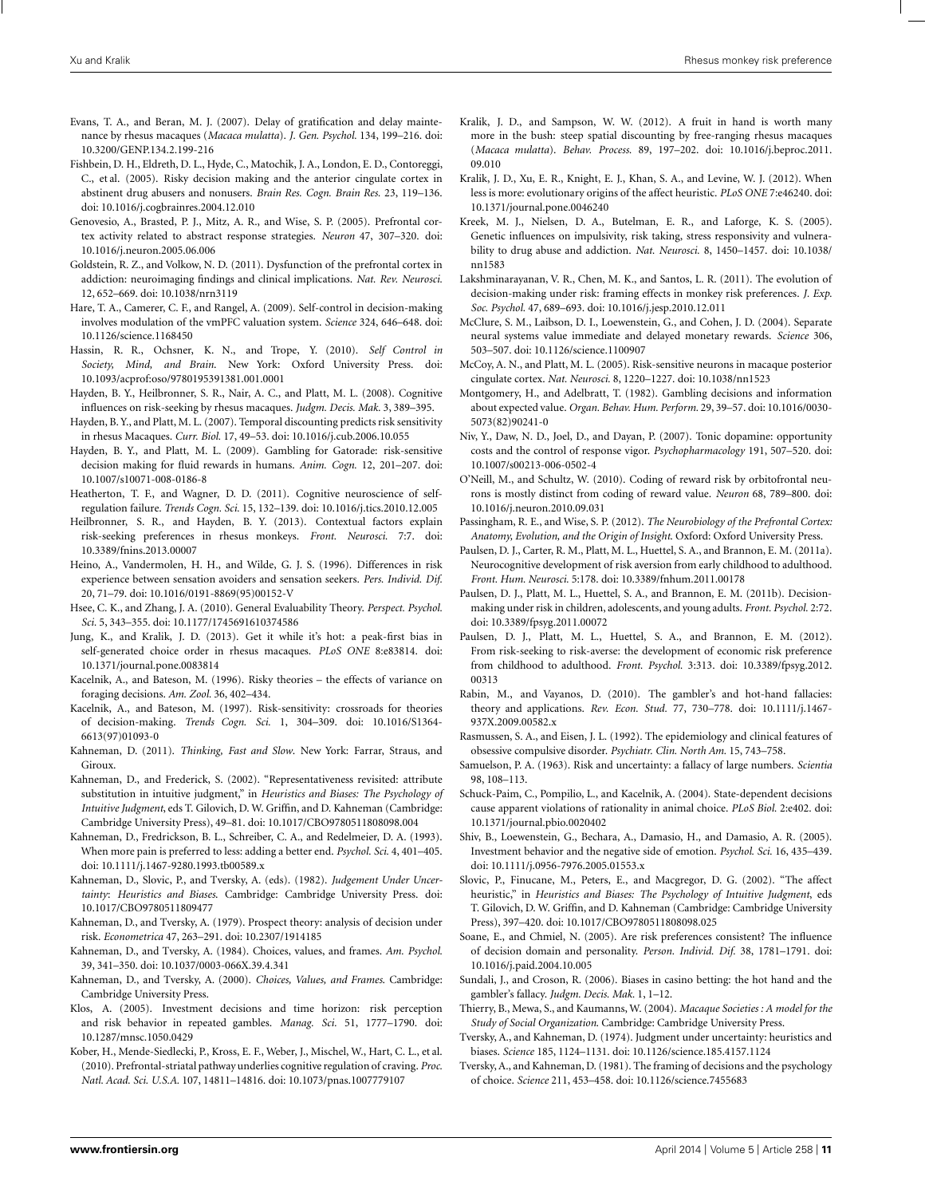Evans, T. A., and Beran, M. J. (2007). Delay of gratification and delay maintenance by rhesus macaques (*Macaca mulatta*). *J. Gen. Psychol.* 134, 199–216. doi: 10.3200/GENP.134.2.199-216

Fishbein, D. H., Eldreth, D. L., Hyde, C., Matochik, J. A., London, E. D., Contoreggi, C., et al. (2005). Risky decision making and the anterior cingulate cortex in abstinent drug abusers and nonusers. *Brain Res. Cogn. Brain Res.* 23, 119–136. doi: 10.1016/j.cogbrainres.2004.12.010

Genovesio, A., Brasted, P. J., Mitz, A. R., and Wise, S. P. (2005). Prefrontal cortex activity related to abstract response strategies. *Neuron* 47, 307–320. doi: 10.1016/j.neuron.2005.06.006

Goldstein, R. Z., and Volkow, N. D. (2011). Dysfunction of the prefrontal cortex in addiction: neuroimaging findings and clinical implications. *Nat. Rev. Neurosci.* 12, 652–669. doi: 10.1038/nrn3119

Hare, T. A., Camerer, C. F., and Rangel, A. (2009). Self-control in decision-making involves modulation of the vmPFC valuation system. *Science* 324, 646–648. doi: 10.1126/science.1168450

Hassin, R. R., Ochsner, K. N., and Trope, Y. (2010). *Self Control in Society, Mind, and Brain.* New York: Oxford University Press. doi: 10.1093/acprof:oso/9780195391381.001.0001

Hayden, B. Y., Heilbronner, S. R., Nair, A. C., and Platt, M. L. (2008). Cognitive influences on risk-seeking by rhesus macaques. *Judgm. Decis. Mak.* 3, 389–395.

Hayden, B. Y., and Platt, M. L. (2007). Temporal discounting predicts risk sensitivity in rhesus Macaques. *Curr. Biol.* 17, 49–53. doi: 10.1016/j.cub.2006.10.055

Hayden, B. Y., and Platt, M. L. (2009). Gambling for Gatorade: risk-sensitive decision making for fluid rewards in humans. *Anim. Cogn.* 12, 201–207. doi: 10.1007/s10071-008-0186-8

Heatherton, T. F., and Wagner, D. D. (2011). Cognitive neuroscience of self-regulation failure. *Trends Cogn. Sci.* 15, 132–139. doi: 10.1016/j.tics.2010.12.005

Heilbronner, S. R., and Hayden, B. Y. (2013). Contextual factors explain risk-seeking preferences in rhesus monkeys. *Front. Neurosci.* 7:7. doi: 10.3389/fnins.2013.00007

Heino, A., Vandermolen, H. H., and Wilde, G. J. S. (1996). Differences in risk experience between sensation avoiders and sensation seekers. *Pers. Individ. Dif.* 20, 71–79. doi: 10.1016/0191-8869(95)00152-V

Hsee, C. K., and Zhang, J. A. (2010). General Evaluability Theory. *Perspect. Psychol. Sci.* 5, 343–355. doi: 10.1177/1745691610374586

Jung, K., and Kralik, J. D. (2013). Get it while it's hot: a peak-first bias in self-generated choice order in rhesus macaques. *PLoS ONE* 8:e83814. doi: 10.1371/journal.pone.0083814

Kacelnik, A., and Bateson, M. (1996). Risky theories – the effects of variance on foraging decisions. *Am. Zool.* 36, 402–434.

Kacelnik, A., and Bateson, M. (1997). Risk-sensitivity: crossroads for theories of decision-making. *Trends Cogn. Sci.* 1, 304–309. doi: 10.1016/S1364-6613(97)01093-0

Kahneman, D. (2011). *Thinking, Fast and Slow*. New York: Farrar, Straus, and Giroux.

Kahneman, D., and Frederick, S. (2002). "Representativeness revisited: attribute substitution in intuitive judgment," in *Heuristics and Biases: The Psychology of Intuitive Judgment*, eds T. Gilovich, D. W. Griffin, and D. Kahneman (Cambridge: Cambridge University Press), 49–81. doi: 10.1017/CBO9780511808098.004

Kahneman, D., Fredrickson, B. L., Schreiber, C. A., and Redelmeier, D. A. (1993). When more pain is preferred to less: adding a better end. *Psychol. Sci.* 4, 401–405. doi: 10.1111/j.1467-9280.1993.tb00589.x

Kahneman, D., Slovic, P., and Tversky, A. (eds). (1982). *Judgement Under Uncertainty: Heuristics and Biases.* Cambridge: Cambridge University Press. doi: 10.1017/CBO9780511809477

Kahneman, D., and Tversky, A. (1979). Prospect theory: analysis of decision under risk. *Econometrica* 47, 263–291. doi: 10.2307/1914185

Kahneman, D., and Tversky, A. (1984). Choices, values, and frames. *Am. Psychol.* 39, 341–350. doi: 10.1037/0003-066X.39.4.341

Kahneman, D., and Tversky, A. (2000). *Choices, Values, and Frames.* Cambridge: Cambridge University Press.

Klos, A. (2005). Investment decisions and time horizon: risk perception and risk behavior in repeated gambles. *Manag. Sci.* 51, 1777–1790. doi: 10.1287/mnsc.1050.0429

Kober, H., Mende-Siedlecki, P., Kross, E. F., Weber, J., Mischel, W., Hart, C. L., et al. (2010). Prefrontal-striatal pathway underlies cognitive regulation of craving. *Proc. Natl. Acad. Sci. U.S.A.* 107, 14811–14816. doi: 10.1073/pnas.1007779107

Kralik, J. D., and Sampson, W. W. (2012). A fruit in hand is worth many more in the bush: steep spatial discounting by free-ranging rhesus macaques (*Macaca mulatta*). *Behav. Process.* 89, 197–202. doi: 10.1016/j.beproc.2011.09.010

Kralik, J. D., Xu, E. R., Knight, E. J., Khan, S. A., and Levine, W. J. (2012). When less is more: evolutionary origins of the affect heuristic. *PLoS ONE* 7:e46240. doi: 10.1371/journal.pone.0046240

Kreek, M. J., Nielsen, D. A., Butelman, E. R., and Laforge, K. S. (2005). Genetic influences on impulsivity, risk taking, stress responsivity and vulnerability to drug abuse and addiction. *Nat. Neurosci.* 8, 1450–1457. doi: 10.1038/nn1583

Lakshminarayanan, V. R., Chen, M. K., and Santos, L. R. (2011). The evolution of decision-making under risk: framing effects in monkey risk preferences. *J. Exp. Soc. Psychol.* 47, 689–693. doi: 10.1016/j.jesp.2010.12.011

McClure, S. M., Laibson, D. I., Loewenstein, G., and Cohen, J. D. (2004). Separate neural systems value immediate and delayed monetary rewards. *Science* 306, 503–507. doi: 10.1126/science.1100907

McCoy, A. N., and Platt, M. L. (2005). Risk-sensitive neurons in macaque posterior cingulate cortex. *Nat. Neurosci.* 8, 1220–1227. doi: 10.1038/nn1523

Montgomery, H., and Adelbratt, T. (1982). Gambling decisions and information about expected value. *Organ. Behav. Hum. Perform.* 29, 39–57. doi: 10.1016/0030-5073(82)90241-0

Niv, Y., Daw, N. D., Joel, D., and Dayan, P. (2007). Tonic dopamine: opportunity costs and the control of response vigor. *Psychopharmacology* 191, 507–520. doi: 10.1007/s00213-006-0502-4

O'Neill, M., and Schultz, W. (2010). Coding of reward risk by orbitofrontal neurons is mostly distinct from coding of reward value. *Neuron* 68, 789–800. doi: 10.1016/j.neuron.2010.09.031

Passingham, R. E., and Wise, S. P. (2012). *The Neurobiology of the Prefrontal Cortex: Anatomy, Evolution, and the Origin of Insight.* Oxford: Oxford University Press.

Paulsen, D. J., Carter, R. M., Platt, M. L., Huettel, S. A., and Brannon, E. M. (2011a). Neurocognitive development of risk aversion from early childhood to adulthood. *Front. Hum. Neurosci.* 5:178. doi: 10.3389/fnhum.2011.00178

Paulsen, D. J., Platt, M. L., Huettel, S. A., and Brannon, E. M. (2011b). Decision-making under risk in children, adolescents, and young adults. *Front. Psychol.* 2:72. doi: 10.3389/fpsyg.2011.00072

Paulsen, D. J., Platt, M. L., Huettel, S. A., and Brannon, E. M. (2012). From risk-seeking to risk-averse: the development of economic risk preference from childhood to adulthood. *Front. Psychol.* 3:313. doi: 10.3389/fpsyg.2012.00313

Rabin, M., and Vayanos, D. (2010). The gambler's and hot-hand fallacies: theory and applications. *Rev. Econ. Stud.* 77, 730–778. doi: 10.1111/j.1467-937X.2009.00582.x

Rasmussen, S. A., and Eisen, J. L. (1992). The epidemiology and clinical features of obsessive compulsive disorder. *Psychiatr. Clin. North Am.* 15, 743–758.

Samuelson, P. A. (1963). Risk and uncertainty: a fallacy of large numbers. *Scientia* 98, 108–113.

Schuck-Paim, C., Pompilio, L., and Kacelnik, A. (2004). State-dependent decisions cause apparent violations of rationality in animal choice. *PLoS Biol.* 2:e402. doi: 10.1371/journal.pbio.0020402

Shiv, B., Loewenstein, G., Bechara, A., Damasio, H., and Damasio, A. R. (2005). Investment behavior and the negative side of emotion. *Psychol. Sci.* 16, 435–439. doi: 10.1111/j.0956-7976.2005.01553.x

Slovic, P., Finucane, M., Peters, E., and Macgregor, D. G. (2002). "The affect heuristic," in *Heuristics and Biases: The Psychology of Intuitive Judgment*, eds T. Gilovich, D. W. Griffin, and D. Kahneman (Cambridge: Cambridge University Press), 397–420. doi: 10.1017/CBO9780511808098.025

Soane, E., and Chmiel, N. (2005). Are risk preferences consistent? The influence of decision domain and personality. *Person. Individ. Dif.* 38, 1781–1791. doi: 10.1016/j.paid.2004.10.005

Sundali, J., and Croson, R. (2006). Biases in casino betting: the hot hand and the gambler's fallacy. *Judgm. Decis. Mak.* 1, 1–12.

Thierry, B., Mewa, S., and Kaumanns, W. (2004). *Macaque Societies : A model for the Study of Social Organization.* Cambridge: Cambridge University Press.

Tversky, A., and Kahneman, D. (1974). Judgment under uncertainty: heuristics and biases. *Science* 185, 1124–1131. doi: 10.1126/science.185.4157.1124

Tversky, A., and Kahneman, D. (1981). The framing of decisions and the psychology of choice. *Science* 211, 453–458. doi: 10.1126/science.7455683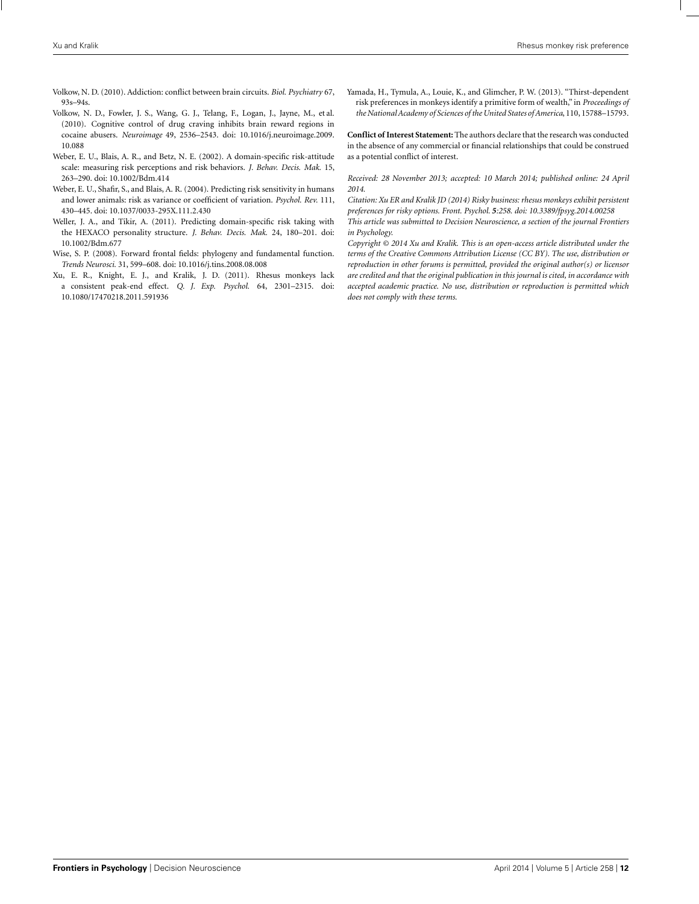Volkow, N. D. (2010). Addiction: conflict between brain circuits. *Biol. Psychiatry* 67, 93s–94s.

Volkow, N. D., Fowler, J. S., Wang, G. J., Telang, F., Logan, J., Jayne, M., et al. (2010). Cognitive control of drug craving inhibits brain reward regions in cocaine abusers. *Neuroimage* 49, 2536–2543. doi: 10.1016/j.neuroimage.2009.10.088

Weber, E. U., Blais, A. R., and Betz, N. E. (2002). A domain-specific risk-attitude scale: measuring risk perceptions and risk behaviors. *J. Behav. Decis. Mak.* 15, 263–290. doi: 10.1002/Bdm.414

Weber, E. U., Shafir, S., and Blais, A. R. (2004). Predicting risk sensitivity in humans and lower animals: risk as variance or coefficient of variation. *Psychol. Rev.* 111, 430–445. doi: 10.1037/0033-295X.111.2.430

Weller, J. A., and Tikir, A. (2011). Predicting domain-specific risk taking with the HEXACO personality structure. *J. Behav. Decis. Mak.* 24, 180–201. doi: 10.1002/Bdm.677

Wise, S. P. (2008). Forward frontal fields: phylogeny and fundamental function. *Trends Neurosci.* 31, 599–608. doi: 10.1016/j.tins.2008.08.008

Xu, E. R., Knight, E. J., and Kralik, J. D. (2011). Rhesus monkeys lack a consistent peak-end effect. *Q. J. Exp. Psychol.* 64, 2301–2315. doi: 10.1080/17470218.2011.591936

Yamada, H., Tymula, A., Louie, K., and Glimcher, P. W. (2013). "Thirst-dependent risk preferences in monkeys identify a primitive form of wealth," in *Proceedings of the National Academy of Sciences of the United States of America*, 110, 15788–15793.

**Conflict of Interest Statement:** The authors declare that the research was conducted in the absence of any commercial or financial relationships that could be construed as a potential conflict of interest.

*Received: 28 November 2013; accepted: 10 March 2014; published online: 24 April 2014.*

*Citation: Xu ER and Kralik JD (2014) Risky business: rhesus monkeys exhibit persistent preferences for risky options. Front. Psychol. **5**:258. doi: 10.3389/fpsyg.2014.00258*

*This article was submitted to Decision Neuroscience, a section of the journal Frontiers in Psychology.*

*Copyright © 2014 Xu and Kralik. This is an open-access article distributed under the terms of the Creative Commons Attribution License (CC BY). The use, distribution or reproduction in other forums is permitted, provided the original author(s) or licensor are credited and that the original publication in this journal is cited, in accordance with accepted academic practice. No use, distribution or reproduction is permitted which does not comply with these terms.*